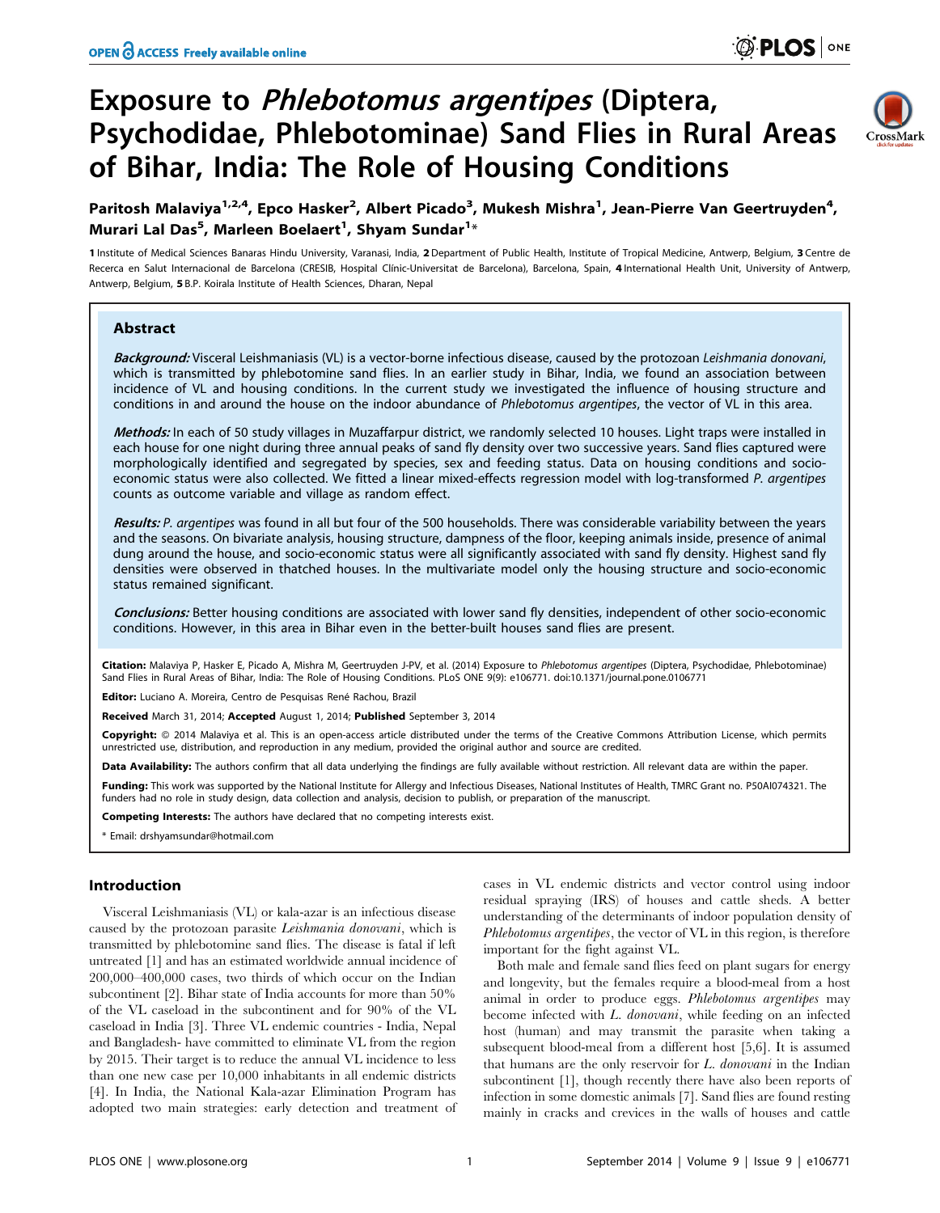# Exposure to *Phlebotomus argentipes* (Diptera, Psychodidae, Phlebotominae) Sand Flies in Rural Areas of Bihar, India: The Role of Housing Conditions

**Paritosh Malaviya[1,2,4], Epco Hasker[2], Albert Picado[3], Mukesh Mishra[1], Jean-Pierre Van Geertruyden[4], Murari Lal Das[5], Marleen Boelaert[1], Shyam Sundar[1]***

1 Institute of Medical Sciences Banaras Hindu University, Varanasi, India, 2 Department of Public Health, Institute of Tropical Medicine, Antwerp, Belgium, 3 Centre de Recerca en Salut Internacional de Barcelona (CRESIB, Hospital Clínic-Universitat de Barcelona), Barcelona, Spain, 4 International Health Unit, University of Antwerp, Antwerp, Belgium, 5 B.P. Koirala Institute of Health Sciences, Dharan, Nepal

## Abstract

***Background:*** Visceral Leishmaniasis (VL) is a vector-borne infectious disease, caused by the protozoan *Leishmania donovani*, which is transmitted by phlebotomine sand flies. In an earlier study in Bihar, India, we found an association between incidence of VL and housing conditions. In the current study we investigated the influence of housing structure and conditions in and around the house on the indoor abundance of *Phlebotomus argentipes*, the vector of VL in this area.

***Methods:*** In each of 50 study villages in Muzaffarpur district, we randomly selected 10 houses. Light traps were installed in each house for one night during three annual peaks of sand fly density over two successive years. Sand flies captured were morphologically identified and segregated by species, sex and feeding status. Data on housing conditions and socio-economic status were also collected. We fitted a linear mixed-effects regression model with log-transformed *P. argentipes* counts as outcome variable and village as random effect.

***Results:*** *P. argentipes* was found in all but four of the 500 households. There was considerable variability between the years and the seasons. On bivariate analysis, housing structure, dampness of the floor, keeping animals inside, presence of animal dung around the house, and socio-economic status were all significantly associated with sand fly density. Highest sand fly densities were observed in thatched houses. In the multivariate model only the housing structure and socio-economic status remained significant.

***Conclusions:*** Better housing conditions are associated with lower sand fly densities, independent of other socio-economic conditions. However, in this area in Bihar even in the better-built houses sand flies are present.

**Citation:** Malaviya P, Hasker E, Picado A, Mishra M, Geertruyden J-PV, et al. (2014) Exposure to *Phlebotomus argentipes* (Diptera, Psychodidae, Phlebotominae) Sand Flies in Rural Areas of Bihar, India: The Role of Housing Conditions. PLoS ONE 9(9): e106771. doi:10.1371/journal.pone.0106771

**Editor:** Luciano A. Moreira, Centro de Pesquisas René Rachou, Brazil

**Received** March 31, 2014; **Accepted** August 1, 2014; **Published** September 3, 2014

**Copyright:** © 2014 Malaviya et al. This is an open-access article distributed under the terms of the Creative Commons Attribution License, which permits unrestricted use, distribution, and reproduction in any medium, provided the original author and source are credited.

**Data Availability:** The authors confirm that all data underlying the findings are fully available without restriction. All relevant data are within the paper.

**Funding:** This work was supported by the National Institute for Allergy and Infectious Diseases, National Institutes of Health, TMRC Grant no. P50AI074321. The funders had no role in study design, data collection and analysis, decision to publish, or preparation of the manuscript.

**Competing Interests:** The authors have declared that no competing interests exist.

* Email: drshyamsundar@hotmail.com

## Introduction

Visceral Leishmaniasis (VL) or kala-azar is an infectious disease caused by the protozoan parasite *Leishmania donovani*, which is transmitted by phlebotomine sand flies. The disease is fatal if left untreated [1] and has an estimated worldwide annual incidence of 200,000–400,000 cases, two thirds of which occur on the Indian subcontinent [2]. Bihar state of India accounts for more than 50% of the VL caseload in the subcontinent and for 90% of the VL caseload in India [3]. Three VL endemic countries - India, Nepal and Bangladesh- have committed to eliminate VL from the region by 2015. Their target is to reduce the annual VL incidence to less than one new case per 10,000 inhabitants in all endemic districts [4]. In India, the National Kala-azar Elimination Program has adopted two main strategies: early detection and treatment of cases in VL endemic districts and vector control using indoor residual spraying (IRS) of houses and cattle sheds. A better understanding of the determinants of indoor population density of *Phlebotomus argentipes*, the vector of VL in this region, is therefore important for the fight against VL.

Both male and female sand flies feed on plant sugars for energy and longevity, but the females require a blood-meal from a host animal in order to produce eggs. *Phlebotomus argentipes* may become infected with *L. donovani*, while feeding on an infected host (human) and may transmit the parasite when taking a subsequent blood-meal from a different host [5,6]. It is assumed that humans are the only reservoir for *L. donovani* in the Indian subcontinent [1], though recently there have also been reports of infection in some domestic animals [7]. Sand flies are found resting mainly in cracks and crevices in the walls of houses and cattle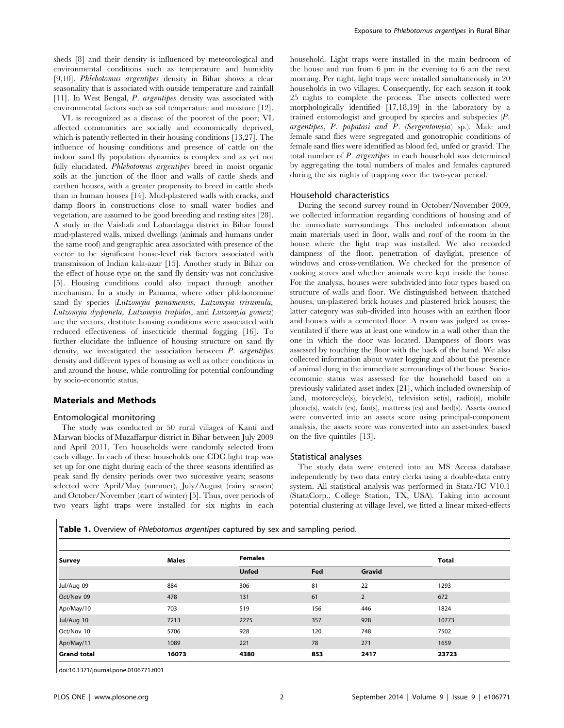sheds [8] and their density is influenced by meteorological and environmental conditions such as temperature and humidity [9,10]. *Phlebotomus argentipes* density in Bihar shows a clear seasonality that is associated with outside temperature and rainfall [11]. In West Bengal, *P. argentipes* density was associated with environmental factors such as soil temperature and moisture [12].

VL is recognized as a disease of the poorest of the poor; VL affected communities are socially and economically deprived, which is patently reflected in their housing conditions [13,27]. The influence of housing conditions and presence of cattle on the indoor sand fly population dynamics is complex and as yet not fully elucidated. *Phlebotomus argentipes* breed in moist organic soils at the junction of the floor and walls of cattle sheds and earthen houses, with a greater propensity to breed in cattle sheds than in human houses [14]. Mud-plastered walls with cracks, and damp floors in constructions close to small water bodies and vegetation, are assumed to be good breeding and resting sites [28]. A study in the Vaishali and Lohardagga district in Bihar found mud-plastered walls, mixed dwellings (animals and humans under the same roof) and geographic area associated with presence of the vector to be significant house-level risk factors associated with transmission of Indian kala-azar [15]. Another study in Bihar on the effect of house type on the sand fly density was not conclusive [5]. Housing conditions could also impact through another mechanism. In a study in Panama, where other phlebotomine sand fly species (*Lutzomyia panamensis, Lutzomyia triramula, Lutzomyia dysponeta, Lutzomyia trapidoi*, and *Lutzomyia gomezi*) are the vectors, destitute housing conditions were associated with reduced effectiveness of insecticide thermal fogging [16]. To further elucidate the influence of housing structure on sand fly density, we investigated the association between *P. argentipes* density and different types of housing as well as other conditions in and around the house, while controlling for potential confounding by socio-economic status.

## Materials and Methods

### Entomological monitoring

The study was conducted in 50 rural villages of Kanti and Marwan blocks of Muzaffarpur district in Bihar between July 2009 and April 2011. Ten households were randomly selected from each village. In each of these households one CDC light trap was set up for one night during each of the three seasons identified as peak sand fly density periods over two successive years; seasons selected were April/May (summer), July/August (rainy season) and October/November (start of winter) [5]. Thus, over periods of two years light traps were installed for six nights in each household. Light traps were installed in the main bedroom of the house and run from 6 pm in the evening to 6 am the next morning. Per night, light traps were installed simultaneously in 20 households in two villages. Consequently, for each season it took 25 nights to complete the process. The insects collected were morphologically identified [17,18,19] in the laboratory by a trained entomologist and grouped by species and subspecies (*P. argentipes*, *P. papatasi and P.* (*Sergentomyia*) sp.). Male and female sand flies were segregated and gonotrophic conditions of female sand flies were identified as blood fed, unfed or gravid. The total number of *P. argentipes* in each household was determined by aggregating the total numbers of males and females captured during the six nights of trapping over the two-year period.

### Household characteristics

During the second survey round in October/November 2009, we collected information regarding conditions of housing and of the immediate surroundings. This included information about main materials used in floor, walls and roof of the room in the house where the light trap was installed. We also recorded dampness of the floor, penetration of daylight, presence of windows and cross-ventilation. We checked for the presence of cooking stoves and whether animals were kept inside the house. For the analysis, houses were subdivided into four types based on structure of walls and floor. We distinguished between thatched houses, un-plastered brick houses and plastered brick houses; the latter category was sub-divided into houses with an earthen floor and houses with a cemented floor. A room was judged as cross-ventilated if there was at least one window in a wall other than the one in which the door was located. Dampness of floors was assessed by touching the floor with the back of the hand. We also collected information about water logging and about the presence of animal dung in the immediate surroundings of the house. Socio-economic status was assessed for the household based on a previously validated asset index [21], which included ownership of land, motorcycle(s), bicycle(s), television set(s), radio(s), mobile phone(s), watch (es), fan(s), mattress (es) and bed(s). Assets owned were converted into an assets score using principal-component analysis, the assets score was converted into an asset-index based on the five quintiles [13].

### Statistical analyses

The study data were entered into an MS Access database independently by two data entry clerks using a double-data entry system. All statistical analysis was performed in Stata/IC V10.1 (StataCorp., College Station, TX, USA). Taking into account potential clustering at village level, we fitted a linear mixed-effects

**Table 1.** Overview of *Phlebotomus argentipes* captured by sex and sampling period.

| Survey | Males | Females | | | Total |
|---|---|---|---|---|---|
| | | Unfed | Fed | Gravid | |
| Jul/Aug 09 | 884 | 306 | 81 | 22 | 1293 |
| Oct/Nov 09 | 478 | 131 | 61 | 2 | 672 |
| Apr/May/10 | 703 | 519 | 156 | 446 | 1824 |
| Jul/Aug 10 | 7213 | 2275 | 357 | 928 | 10773 |
| Oct/Nov 10 | 5706 | 928 | 120 | 748 | 7502 |
| Apr/May/11 | 1089 | 221 | 78 | 271 | 1659 |
| **Grand total** | **16073** | **4380** | **853** | **2417** | **23723** |

doi:10.1371/journal.pone.0106771.t001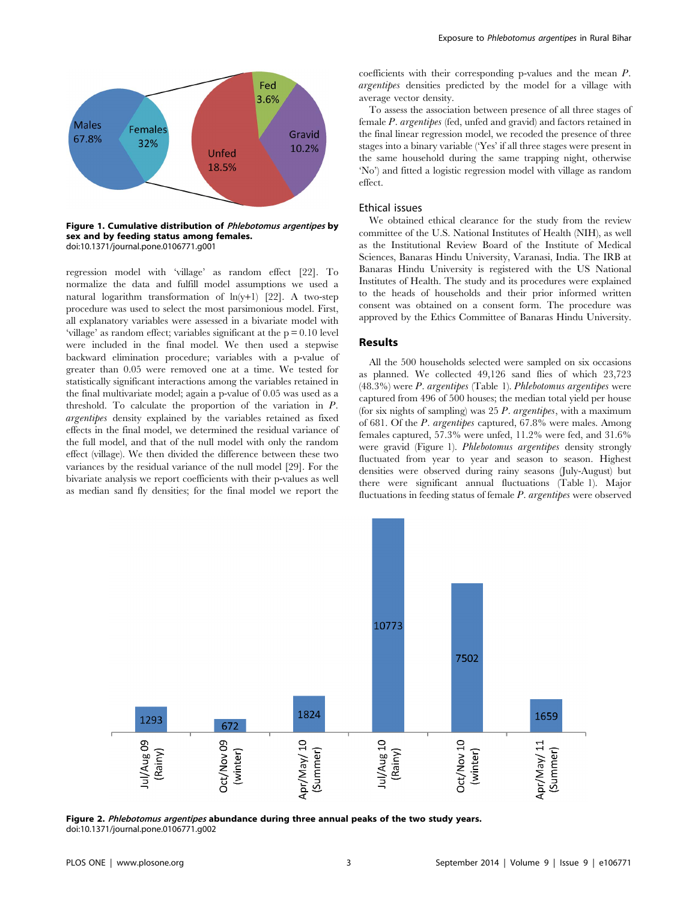Males
67.8%

Females
32%

Fed
3.6%

Gravid
10.2%

Unfed
18.5%

**Figure 1. Cumulative distribution of *Phlebotomus argentipes* by sex and by feeding status among females.**
doi:10.1371/journal.pone.0106771.g001

regression model with 'village' as random effect [22]. To normalize the data and fulfill model assumptions we used a natural logarithm transformation of ln(y+1) [22]. A two-step procedure was used to select the most parsimonious model. First, all explanatory variables were assessed in a bivariate model with 'village' as random effect; variables significant at the $p = 0.10$ level were included in the final model. We then used a stepwise backward elimination procedure; variables with a p-value of greater than 0.05 were removed one at a time. We tested for statistically significant interactions among the variables retained in the final multivariate model; again a p-value of 0.05 was used as a threshold. To calculate the proportion of the variation in *P. argentipes* density explained by the variables retained as fixed effects in the final model, we determined the residual variance of the full model, and that of the null model with only the random effect (village). We then divided the difference between these two variances by the residual variance of the null model [29]. For the bivariate analysis we report coefficients with their p-values as well as median sand fly densities; for the final model we report the coefficients with their corresponding p-values and the mean *P. argentipes* densities predicted by the model for a village with average vector density.

To assess the association between presence of all three stages of female *P. argentipes* (fed, unfed and gravid) and factors retained in the final linear regression model, we recoded the presence of three stages into a binary variable ('Yes' if all three stages were present in the same household during the same trapping night, otherwise 'No') and fitted a logistic regression model with village as random effect.

### Ethical issues

We obtained ethical clearance for the study from the review committee of the U.S. National Institutes of Health (NIH), as well as the Institutional Review Board of the Institute of Medical Sciences, Banaras Hindu University, Varanasi, India. The IRB at Banaras Hindu University is registered with the US National Institutes of Health. The study and its procedures were explained to the heads of households and their prior informed written consent was obtained on a consent form. The procedure was approved by the Ethics Committee of Banaras Hindu University.

## Results

All the 500 households selected were sampled on six occasions as planned. We collected 49,126 sand flies of which 23,723 (48.3%) were *P. argentipes* (Table 1). *Phlebotomus argentipes* were captured from 496 of 500 houses; the median total yield per house (for six nights of sampling) was 25 *P. argentipes*, with a maximum of 681. Of the *P. argentipes* captured, 67.8% were males. Among females captured, 57.3% were unfed, 11.2% were fed, and 31.6% were gravid (Figure 1). *Phlebotomus argentipes* density strongly fluctuated from year to year and season to season. Highest densities were observed during rainy seasons (July-August) but there were significant annual fluctuations (Table 1). Major fluctuations in feeding status of female *P. argentipes* were observed

1293
672
1824
10773
7502
1659

Jul/Aug 09 (Rainy)
Oct/Nov 09 (winter)
Apr/May/ 10 (Summer)
Jul/Aug 10 (Rainy)
Oct/Nov 10 (winter)
Apr/May/ 11 (Summer)

**Figure 2. *Phlebotomus argentipes* abundance during three annual peaks of the two study years.**
doi:10.1371/journal.pone.0106771.g002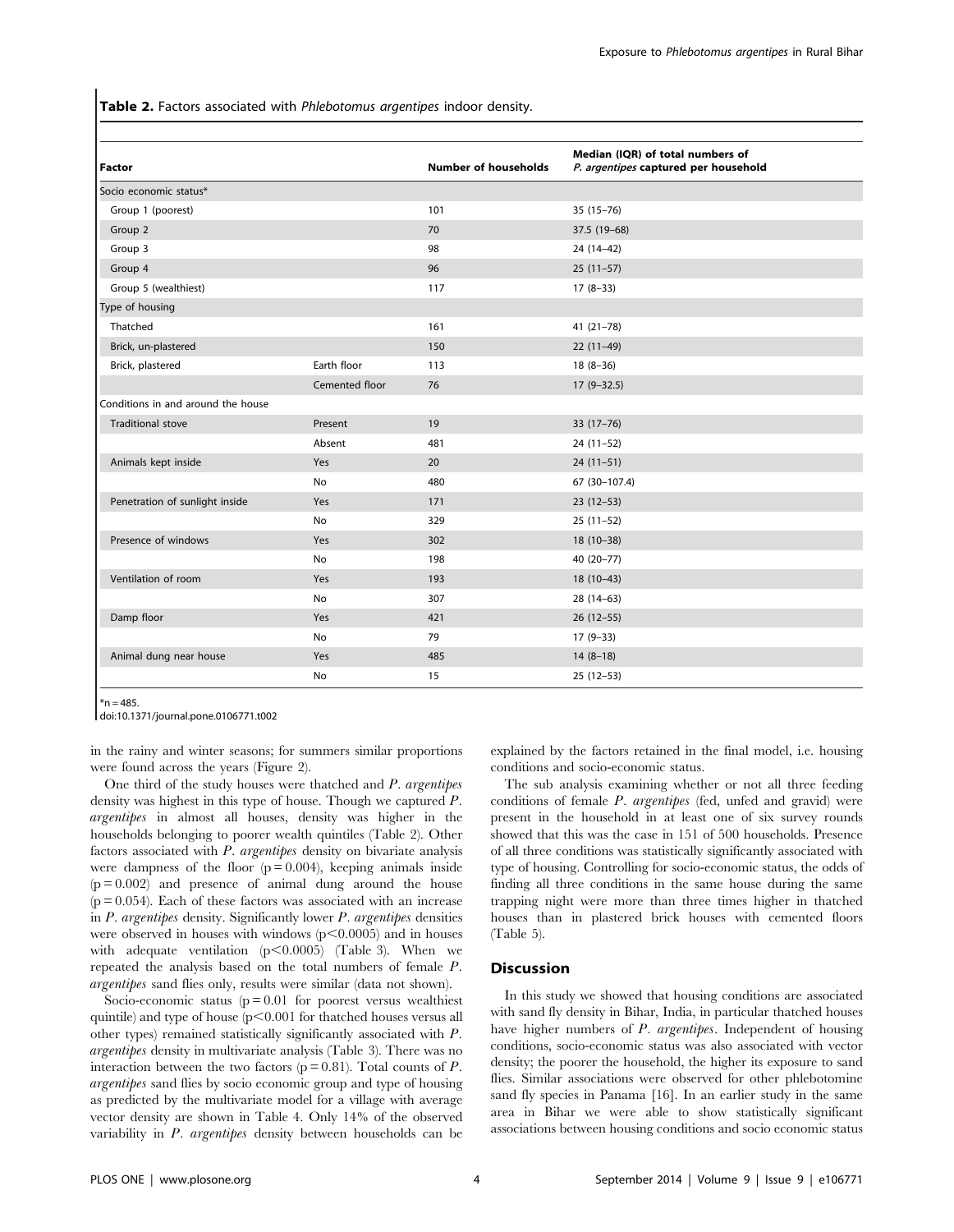**Table 2.** Factors associated with *Phlebotomus argentipes* indoor density.

| Factor | | Number of households | Median (IQR) of total numbers of *P. argentipes* captured per household |
|---|---|---|---|
| Socio economic status* | | | |
| Group 1 (poorest) | | 101 | 35 (15–76) |
| Group 2 | | 70 | 37.5 (19–68) |
| Group 3 | | 98 | 24 (14–42) |
| Group 4 | | 96 | 25 (11–57) |
| Group 5 (wealthiest) | | 117 | 17 (8–33) |
| Type of housing | | | |
| Thatched | | 161 | 41 (21–78) |
| Brick, un-plastered | | 150 | 22 (11–49) |
| Brick, plastered | Earth floor | 113 | 18 (8–36) |
| | Cemented floor | 76 | 17 (9–32.5) |
| Conditions in and around the house | | | |
| Traditional stove | Present | 19 | 33 (17–76) |
| | Absent | 481 | 24 (11–52) |
| Animals kept inside | Yes | 20 | 24 (11–51) |
| | No | 480 | 67 (30–107.4) |
| Penetration of sunlight inside | Yes | 171 | 23 (12–53) |
| | No | 329 | 25 (11–52) |
| Presence of windows | Yes | 302 | 18 (10–38) |
| | No | 198 | 40 (20–77) |
| Ventilation of room | Yes | 193 | 18 (10–43) |
| | No | 307 | 28 (14–63) |
| Damp floor | Yes | 421 | 26 (12–55) |
| | No | 79 | 17 (9–33) |
| Animal dung near house | Yes | 485 | 14 (8–18) |
| | No | 15 | 25 (12–53) |

*n = 485.

doi:10.1371/journal.pone.0106771.t002

in the rainy and winter seasons; for summers similar proportions were found across the years (Figure 2).

One third of the study houses were thatched and *P. argentipes* density was highest in this type of house. Though we captured *P. argentipes* in almost all houses, density was higher in the households belonging to poorer wealth quintiles (Table 2). Other factors associated with *P. argentipes* density on bivariate analysis were dampness of the floor ($p = 0.004$), keeping animals inside ($p = 0.002$) and presence of animal dung around the house ($p = 0.054$). Each of these factors was associated with an increase in *P. argentipes* density. Significantly lower *P. argentipes* densities were observed in houses with windows ($p < 0.0005$) and in houses with adequate ventilation ($p < 0.0005$) (Table 3). When we repeated the analysis based on the total numbers of female *P. argentipes* sand flies only, results were similar (data not shown).

Socio-economic status ($p = 0.01$ for poorest versus wealthiest quintile) and type of house ($p < 0.001$ for thatched houses versus all other types) remained statistically significantly associated with *P. argentipes* density in multivariate analysis (Table 3). There was no interaction between the two factors ($p = 0.81$). Total counts of *P. argentipes* sand flies by socio economic group and type of housing as predicted by the multivariate model for a village with average vector density are shown in Table 4. Only 14% of the observed variability in *P. argentipes* density between households can be explained by the factors retained in the final model, i.e. housing conditions and socio-economic status.

The sub analysis examining whether or not all three feeding conditions of female *P. argentipes* (fed, unfed and gravid) were present in the household in at least one of six survey rounds showed that this was the case in 151 of 500 households. Presence of all three conditions was statistically significantly associated with type of housing. Controlling for socio-economic status, the odds of finding all three conditions in the same house during the same trapping night were more than three times higher in thatched houses than in plastered brick houses with cemented floors (Table 5).

## Discussion

In this study we showed that housing conditions are associated with sand fly density in Bihar, India, in particular thatched houses have higher numbers of *P. argentipes*. Independent of housing conditions, socio-economic status was also associated with vector density; the poorer the household, the higher its exposure to sand flies. Similar associations were observed for other phlebotomine sand fly species in Panama [16]. In an earlier study in the same area in Bihar we were able to show statistically significant associations between housing conditions and socio economic status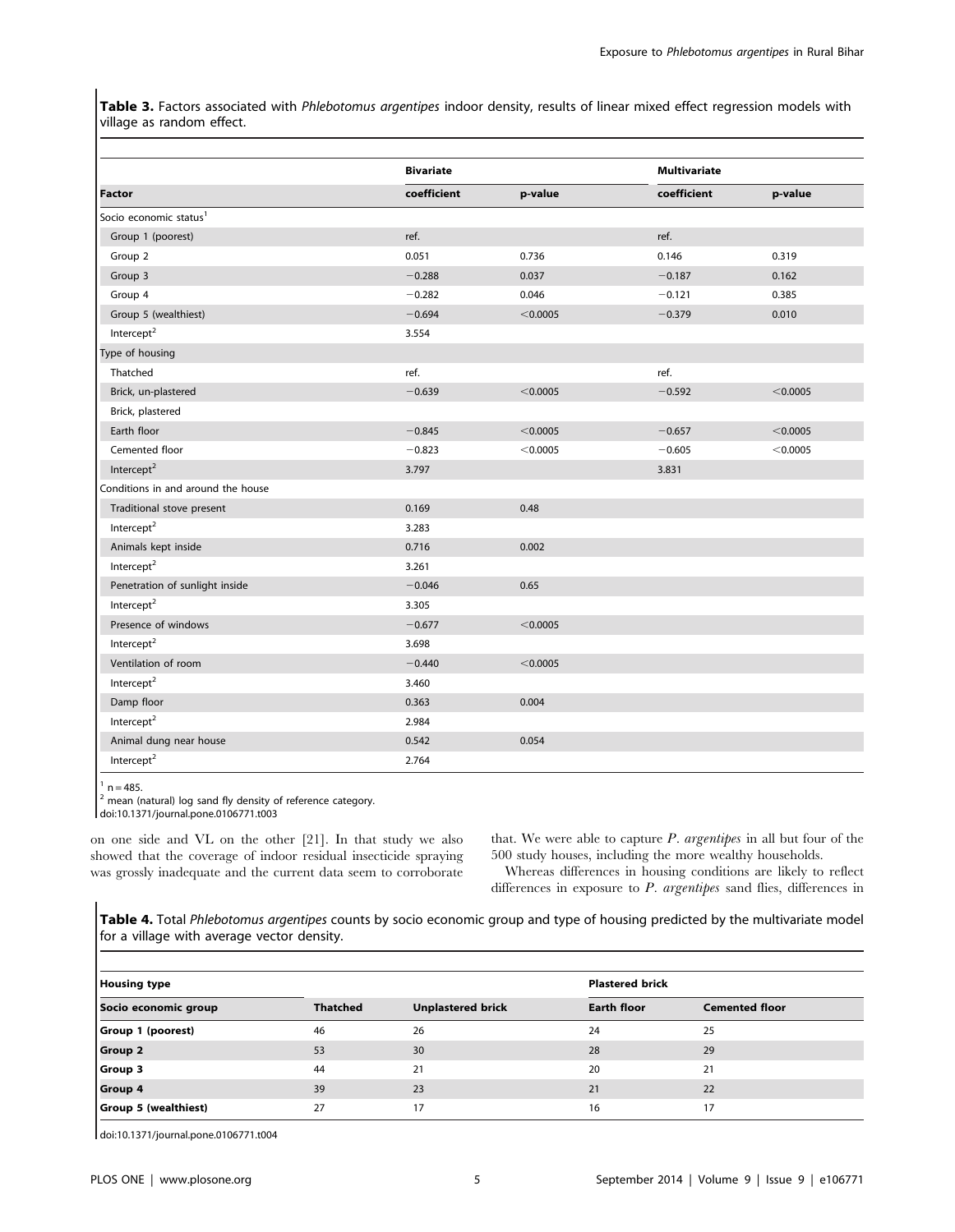**Table 3.** Factors associated with *Phlebotomus argentipes* indoor density, results of linear mixed effect regression models with village as random effect.

| | Bivariate | | Multivariate | |
|---|---|---|---|---|
| **Factor** | **coefficient** | **p-value** | **coefficient** | **p-value** |
| Socio economic status[1] | | | | |
| Group 1 (poorest) | ref. | | ref. | |
| Group 2 | 0.051 | 0.736 | 0.146 | 0.319 |
| Group 3 | −0.288 | 0.037 | −0.187 | 0.162 |
| Group 4 | −0.282 | 0.046 | −0.121 | 0.385 |
| Group 5 (wealthiest) | −0.694 | <0.0005 | −0.379 | 0.010 |
| Intercept[2] | 3.554 | | | |
| Type of housing | | | | |
| Thatched | ref. | | ref. | |
| Brick, un-plastered | −0.639 | <0.0005 | −0.592 | <0.0005 |
| Brick, plastered | | | | |
| Earth floor | −0.845 | <0.0005 | −0.657 | <0.0005 |
| Cemented floor | −0.823 | <0.0005 | −0.605 | <0.0005 |
| Intercept[2] | 3.797 | | 3.831 | |
| Conditions in and around the house | | | | |
| Traditional stove present | 0.169 | 0.48 | | |
| Intercept[2] | 3.283 | | | |
| Animals kept inside | 0.716 | 0.002 | | |
| Intercept[2] | 3.261 | | | |
| Penetration of sunlight inside | −0.046 | 0.65 | | |
| Intercept[2] | 3.305 | | | |
| Presence of windows | −0.677 | <0.0005 | | |
| Intercept[2] | 3.698 | | | |
| Ventilation of room | −0.440 | <0.0005 | | |
| Intercept[2] | 3.460 | | | |
| Damp floor | 0.363 | 0.004 | | |
| Intercept[2] | 2.984 | | | |
| Animal dung near house | 0.542 | 0.054 | | |
| Intercept[2] | 2.764 | | | |

[1] n = 485.
[2] mean (natural) log sand fly density of reference category.
doi:10.1371/journal.pone.0106771.t003

on one side and VL on the other [21]. In that study we also showed that the coverage of indoor residual insecticide spraying was grossly inadequate and the current data seem to corroborate that. We were able to capture *P. argentipes* in all but four of the 500 study houses, including the more wealthy households.

Whereas differences in housing conditions are likely to reflect differences in exposure to *P. argentipes* sand flies, differences in

**Table 4.** Total *Phlebotomus argentipes* counts by socio economic group and type of housing predicted by the multivariate model for a village with average vector density.

| Housing type | | | Plastered brick | |
|---|---|---|---|---|
| **Socio economic group** | **Thatched** | **Unplastered brick** | **Earth floor** | **Cemented floor** |
| **Group 1 (poorest)** | 46 | 26 | 24 | 25 |
| **Group 2** | 53 | 30 | 28 | 29 |
| **Group 3** | 44 | 21 | 20 | 21 |
| **Group 4** | 39 | 23 | 21 | 22 |
| **Group 5 (wealthiest)** | 27 | 17 | 16 | 17 |

doi:10.1371/journal.pone.0106771.t004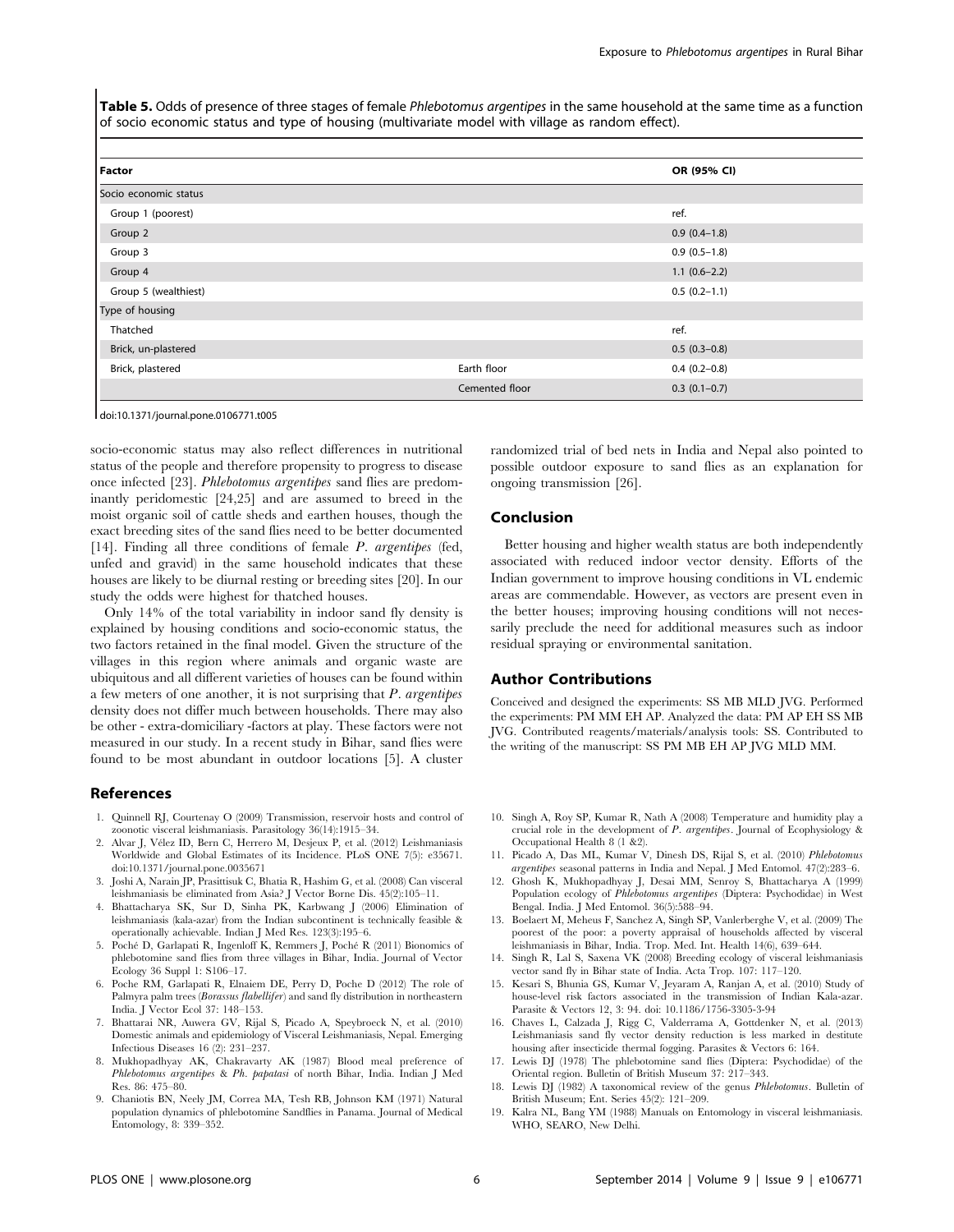**Table 5.** Odds of presence of three stages of female *Phlebotomus argentipes* in the same household at the same time as a function of socio economic status and type of housing (multivariate model with village as random effect).

| Factor | | OR (95% CI) |
|---|---|---|
| Socio economic status | | |
| Group 1 (poorest) | | ref. |
| Group 2 | | 0.9 (0.4–1.8) |
| Group 3 | | 0.9 (0.5–1.8) |
| Group 4 | | 1.1 (0.6–2.2) |
| Group 5 (wealthiest) | | 0.5 (0.2–1.1) |
| Type of housing | | |
| Thatched | | ref. |
| Brick, un-plastered | | 0.5 (0.3–0.8) |
| Brick, plastered | Earth floor | 0.4 (0.2–0.8) |
| | Cemented floor | 0.3 (0.1–0.7) |

doi:10.1371/journal.pone.0106771.t005

socio-economic status may also reflect differences in nutritional status of the people and therefore propensity to progress to disease once infected [23]. *Phlebotomus argentipes* sand flies are predominantly peridomestic [24,25] and are assumed to breed in the moist organic soil of cattle sheds and earthen houses, though the exact breeding sites of the sand flies need to be better documented [14]. Finding all three conditions of female *P. argentipes* (fed, unfed and gravid) in the same household indicates that these houses are likely to be diurnal resting or breeding sites [20]. In our study the odds were highest for thatched houses.

Only 14% of the total variability in indoor sand fly density is explained by housing conditions and socio-economic status, the two factors retained in the final model. Given the structure of the villages in this region where animals and organic waste are ubiquitous and all different varieties of houses can be found within a few meters of one another, it is not surprising that *P. argentipes* density does not differ much between households. There may also be other - extra-domiciliary -factors at play. These factors were not measured in our study. In a recent study in Bihar, sand flies were found to be most abundant in outdoor locations [5]. A cluster randomized trial of bed nets in India and Nepal also pointed to possible outdoor exposure to sand flies as an explanation for ongoing transmission [26].

## Conclusion

Better housing and higher wealth status are both independently associated with reduced indoor vector density. Efforts of the Indian government to improve housing conditions in VL endemic areas are commendable. However, as vectors are present even in the better houses; improving housing conditions will not necessarily preclude the need for additional measures such as indoor residual spraying or environmental sanitation.

## Author Contributions

Conceived and designed the experiments: SS MB MLD JVG. Performed the experiments: PM MM EH AP. Analyzed the data: PM AP EH SS MB JVG. Contributed reagents/materials/analysis tools: SS. Contributed to the writing of the manuscript: SS PM MB EH AP JVG MLD MM.

## References

1. Quinnell RJ, Courtenay O (2009) Transmission, reservoir hosts and control of zoonotic visceral leishmaniasis. Parasitology 36(14):1915–34.
2. Alvar J, Vélez ID, Bern C, Herrero M, Desjeux P, et al. (2012) Leishmaniasis Worldwide and Global Estimates of its Incidence. PLoS ONE 7(5): e35671. doi:10.1371/journal.pone.0035671
3. Joshi A, Narain JP, Prasittisuk C, Bhatia R, Hashim G, et al. (2008) Can visceral leishmaniasis be eliminated from Asia? J Vector Borne Dis. 45(2):105–11.
4. Bhattacharya SK, Sur D, Sinha PK, Karbwang J (2006) Elimination of leishmaniasis (kala-azar) from the Indian subcontinent is technically feasible & operationally achievable. Indian J Med Res. 123(3):195–6.
5. Poché D, Garlapati R, Ingenloff K, Remmers J, Poché R (2011) Bionomics of phlebotomine sand flies from three villages in Bihar, India. Journal of Vector Ecology 36 Suppl 1: S106–17.
6. Poche RM, Garlapati R, Elnaiem DE, Perry D, Poche D (2012) The role of Palmyra palm trees (*Borassus flabellifer*) and sand fly distribution in northeastern India. J Vector Ecol 37: 148–153.
7. Bhattarai NR, Auwera GV, Rijal S, Picado A, Speybroeck N, et al. (2010) Domestic animals and epidemiology of Visceral Leishmaniasis, Nepal. Emerging Infectious Diseases 16 (2): 231–237.
8. Mukhopadhyay AK, Chakravarty AK (1987) Blood meal preference of *Phlebotomus argentipes* & *Ph. papatasi* of north Bihar, India. Indian J Med Res. 86: 475–80.
9. Chaniotis BN, Neely JM, Correa MA, Tesh RB, Johnson KM (1971) Natural population dynamics of phlebotomine Sandflies in Panama. Journal of Medical Entomology, 8: 339–352.
10. Singh A, Roy SP, Kumar R, Nath A (2008) Temperature and humidity play a crucial role in the development of *P. argentipes*. Journal of Ecophysiology & Occupational Health 8 (1 &2).
11. Picado A, Das ML, Kumar V, Dinesh DS, Rijal S, et al. (2010) *Phlebotomus argentipes* seasonal patterns in India and Nepal. J Med Entomol. 47(2):283–6.
12. Ghosh K, Mukhopadhyay J, Desai MM, Senroy S, Bhattacharya A (1999) Population ecology of *Phlebotomus argentipes* (Diptera: Psychodidae) in West Bengal. India. J Med Entomol. 36(5):588–94.
13. Boelaert M, Meheus F, Sanchez A, Singh SP, Vanlerberghe V, et al. (2009) The poorest of the poor: a poverty appraisal of households affected by visceral leishmaniasis in Bihar, India. Trop. Med. Int. Health 14(6), 639–644.
14. Singh R, Lal S, Saxena VK (2008) Breeding ecology of visceral leishmaniasis vector sand fly in Bihar state of India. Acta Trop. 107: 117–120.
15. Kesari S, Bhunia GS, Kumar V, Jeyaram A, Ranjan A, et al. (2010) Study of house-level risk factors associated in the transmission of Indian Kala-azar. Parasite & Vectors 12, 3: 94. doi: 10.1186/1756-3305-3-94
16. Chaves L, Calzada J, Rigg C, Valderrama A, Gottdenker N, et al. (2013) Leishmaniasis sand fly vector density reduction is less marked in destitute housing after insecticide thermal fogging. Parasites & Vectors 6: 164.
17. Lewis DJ (1978) The phlebotomine sand flies (Diptera: Psychodidae) of the Oriental region. Bulletin of British Museum 37: 217–343.
18. Lewis DJ (1982) A taxonomical review of the genus *Phlebotomus*. Bulletin of British Museum; Ent. Series 45(2): 121–209.
19. Kalra NL, Bang YM (1988) Manuals on Entomology in visceral leishmaniasis. WHO, SEARO, New Delhi.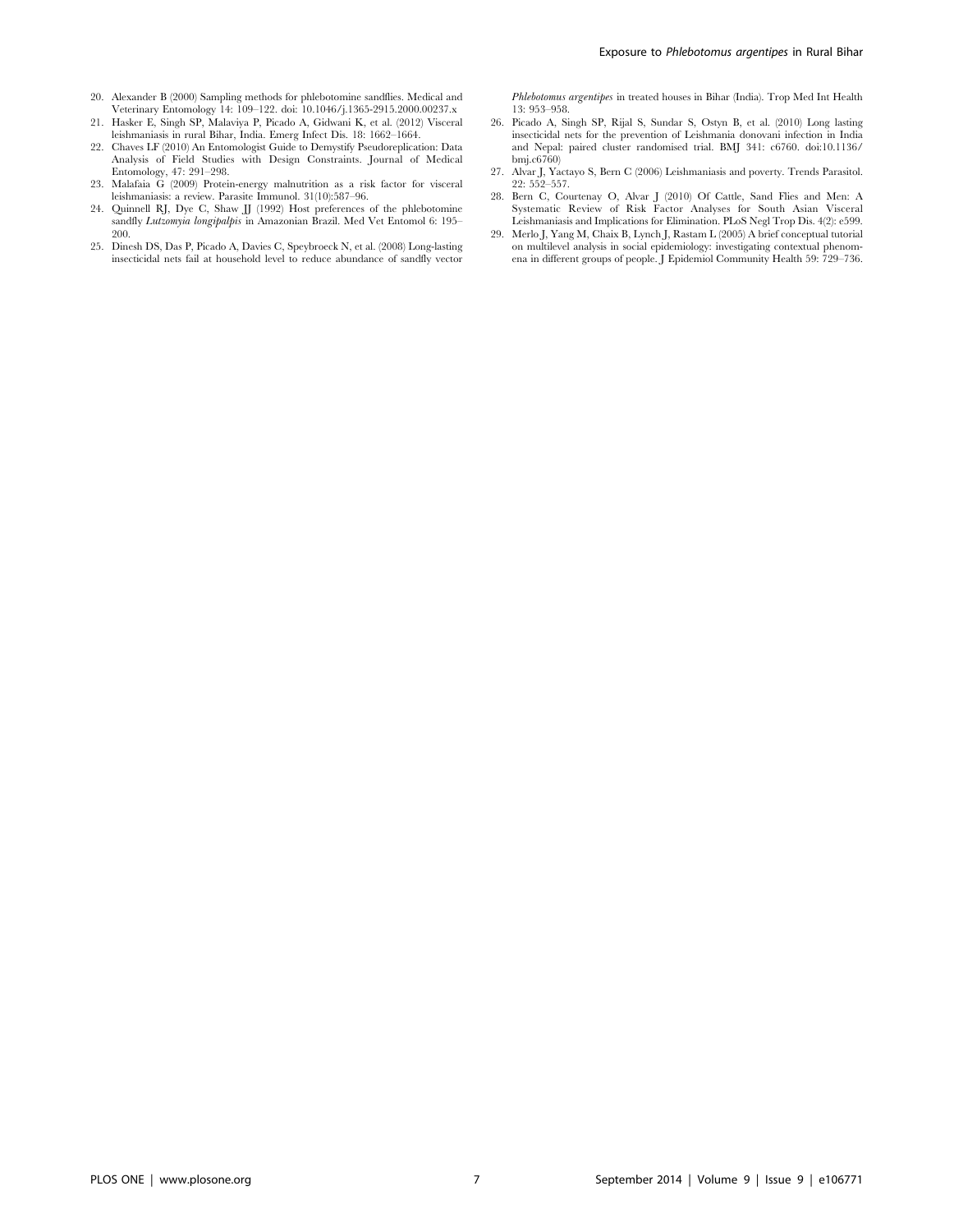20. Alexander B (2000) Sampling methods for phlebotomine sandflies. Medical and Veterinary Entomology 14: 109–122. doi: 10.1046/j.1365-2915.2000.00237.x
21. Hasker E, Singh SP, Malaviya P, Picado A, Gidwani K, et al. (2012) Visceral leishmaniasis in rural Bihar, India. Emerg Infect Dis. 18: 1662–1664.
22. Chaves LF (2010) An Entomologist Guide to Demystify Pseudoreplication: Data Analysis of Field Studies with Design Constraints. Journal of Medical Entomology, 47: 291–298.
23. Malafaia G (2009) Protein-energy malnutrition as a risk factor for visceral leishmaniasis: a review. Parasite Immunol. 31(10):587–96.
24. Quinnell RJ, Dye C, Shaw JJ (1992) Host preferences of the phlebotomine sandfly *Lutzomyia longipalpis* in Amazonian Brazil. Med Vet Entomol 6: 195–200.
25. Dinesh DS, Das P, Picado A, Davies C, Speybroeck N, et al. (2008) Long-lasting insecticidal nets fail at household level to reduce abundance of sandfly vector *Phlebotomus argentipes* in treated houses in Bihar (India). Trop Med Int Health 13: 953–958.
26. Picado A, Singh SP, Rijal S, Sundar S, Ostyn B, et al. (2010) Long lasting insecticidal nets for the prevention of Leishmania donovani infection in India and Nepal: paired cluster randomised trial. BMJ 341: c6760. doi:10.1136/bmj.c6760)
27. Alvar J, Yactayo S, Bern C (2006) Leishmaniasis and poverty. Trends Parasitol. 22: 552–557.
28. Bern C, Courtenay O, Alvar J (2010) Of Cattle, Sand Flies and Men: A Systematic Review of Risk Factor Analyses for South Asian Visceral Leishmaniasis and Implications for Elimination. PLoS Negl Trop Dis. 4(2): e599.
29. Merlo J, Yang M, Chaix B, Lynch J, Rastam L (2005) A brief conceptual tutorial on multilevel analysis in social epidemiology: investigating contextual phenomena in different groups of people. J Epidemiol Community Health 59: 729–736.